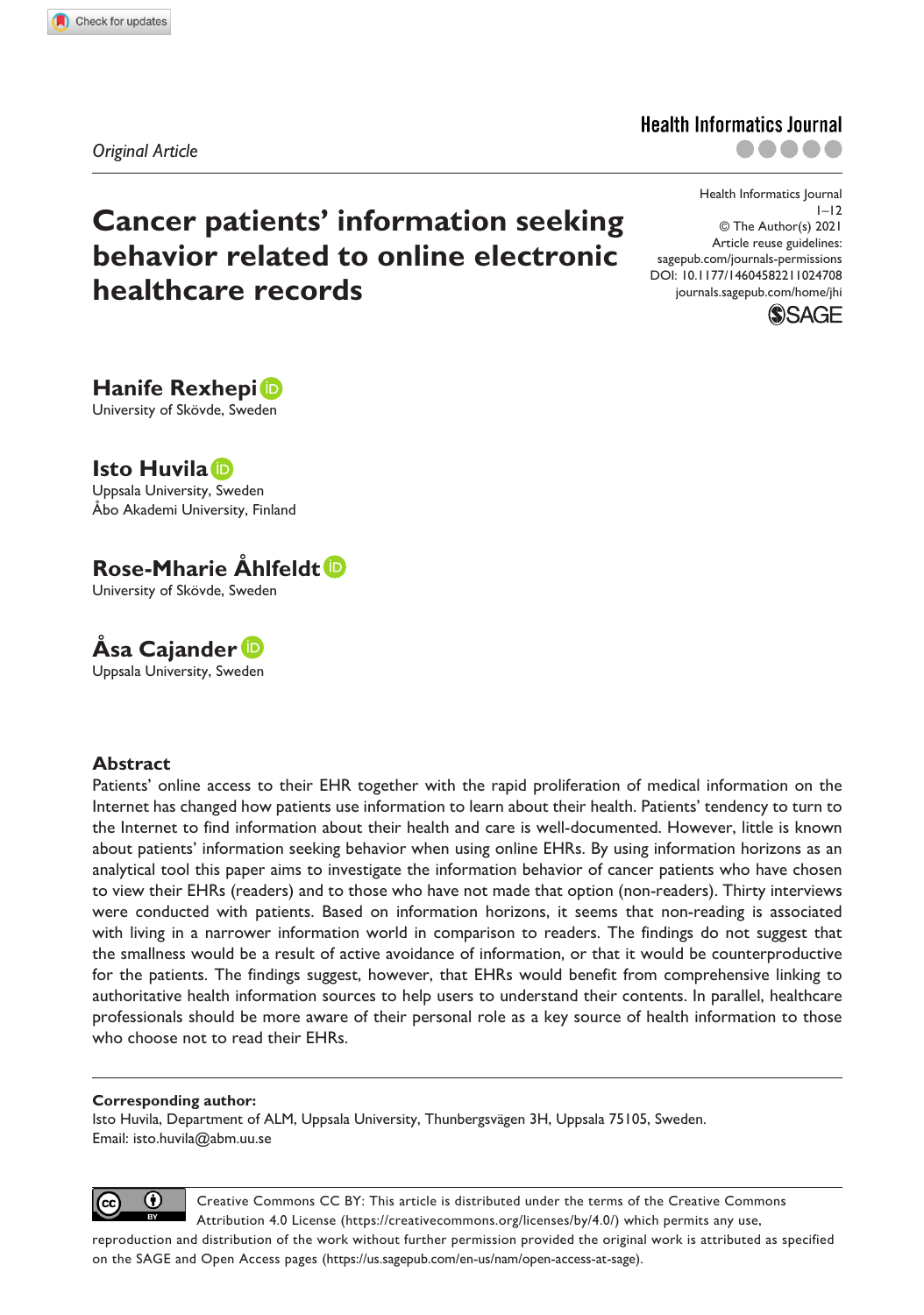*Original Article*

# Cancer patients' information seeking behavior related to online electronic healthcare records

Health Informatics Journal
© The Author(s) 2021
Article reuse guidelines:
sagepub.com/journals-permissions
DOI: 10.1177/14604582211024708
journals.sagepub.com/home/jhi

**Hanife Rexhepi**
University of Skövde, Sweden

**Isto Huvila**
Uppsala University, Sweden
Åbo Akademi University, Finland

**Rose-Mharie Åhlfeldt**
University of Skövde, Sweden

**Åsa Cajander**
Uppsala University, Sweden

## Abstract

Patients' online access to their EHR together with the rapid proliferation of medical information on the Internet has changed how patients use information to learn about their health. Patients' tendency to turn to the Internet to find information about their health and care is well-documented. However, little is known about patients' information seeking behavior when using online EHRs. By using information horizons as an analytical tool this paper aims to investigate the information behavior of cancer patients who have chosen to view their EHRs (readers) and to those who have not made that option (non-readers). Thirty interviews were conducted with patients. Based on information horizons, it seems that non-reading is associated with living in a narrower information world in comparison to readers. The findings do not suggest that the smallness would be a result of active avoidance of information, or that it would be counterproductive for the patients. The findings suggest, however, that EHRs would benefit from comprehensive linking to authoritative health information sources to help users to understand their contents. In parallel, healthcare professionals should be more aware of their personal role as a key source of health information to those who choose not to read their EHRs.

**Corresponding author:**
Isto Huvila, Department of ALM, Uppsala University, Thunbergsvägen 3H, Uppsala 75105, Sweden.
Email: isto.huvila@abm.uu.se

Creative Commons CC BY: This article is distributed under the terms of the Creative Commons Attribution 4.0 License (https://creativecommons.org/licenses/by/4.0/) which permits any use, reproduction and distribution of the work without further permission provided the original work is attributed as specified on the SAGE and Open Access pages (https://us.sagepub.com/en-us/nam/open-access-at-sage).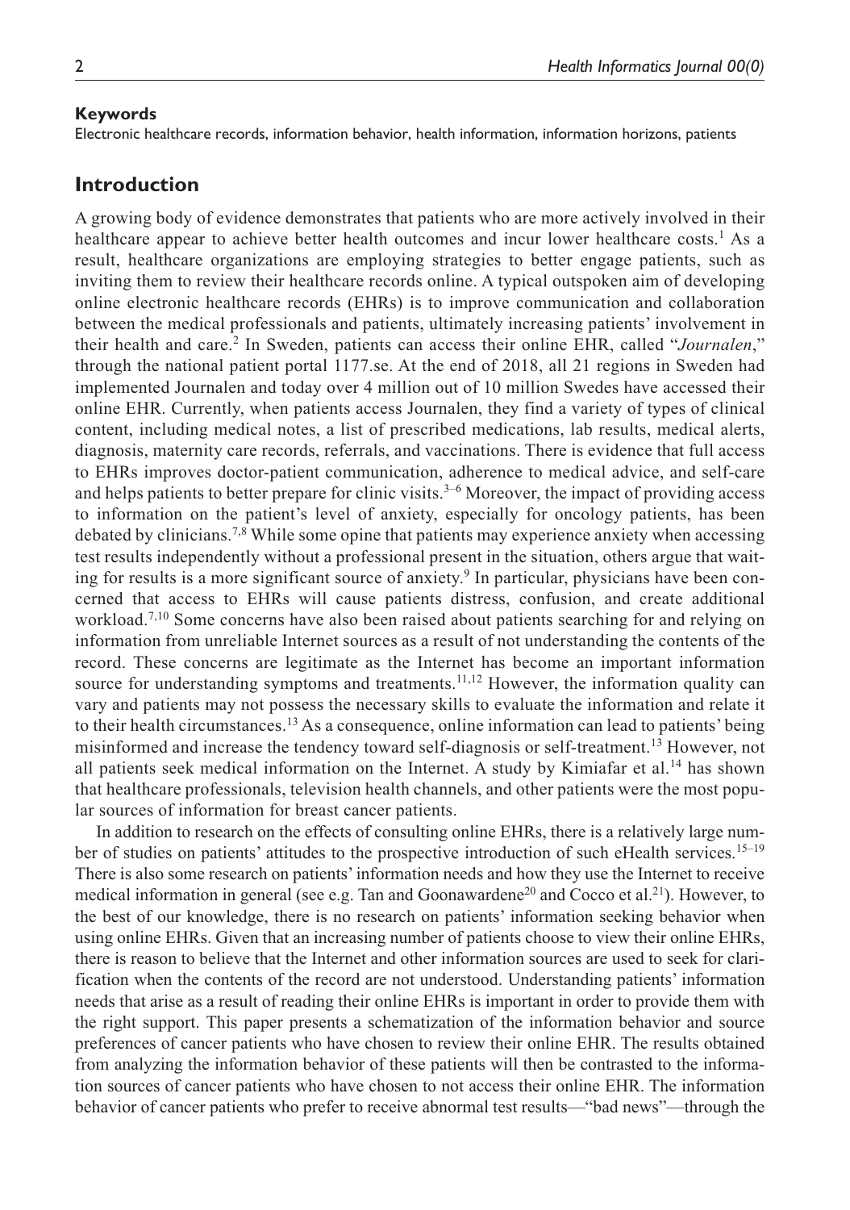**Keywords**

Electronic healthcare records, information behavior, health information, information horizons, patients

## Introduction

A growing body of evidence demonstrates that patients who are more actively involved in their healthcare appear to achieve better health outcomes and incur lower healthcare costs.[1] As a result, healthcare organizations are employing strategies to better engage patients, such as inviting them to review their healthcare records online. A typical outspoken aim of developing online electronic healthcare records (EHRs) is to improve communication and collaboration between the medical professionals and patients, ultimately increasing patients' involvement in their health and care.[2] In Sweden, patients can access their online EHR, called "*Journalen*," through the national patient portal 1177.se. At the end of 2018, all 21 regions in Sweden had implemented Journalen and today over 4 million out of 10 million Swedes have accessed their online EHR. Currently, when patients access Journalen, they find a variety of types of clinical content, including medical notes, a list of prescribed medications, lab results, medical alerts, diagnosis, maternity care records, referrals, and vaccinations. There is evidence that full access to EHRs improves doctor-patient communication, adherence to medical advice, and self-care and helps patients to better prepare for clinic visits.[3–6] Moreover, the impact of providing access to information on the patient's level of anxiety, especially for oncology patients, has been debated by clinicians.[7,8] While some opine that patients may experience anxiety when accessing test results independently without a professional present in the situation, others argue that waiting for results is a more significant source of anxiety.[9] In particular, physicians have been concerned that access to EHRs will cause patients distress, confusion, and create additional workload.[7,10] Some concerns have also been raised about patients searching for and relying on information from unreliable Internet sources as a result of not understanding the contents of the record. These concerns are legitimate as the Internet has become an important information source for understanding symptoms and treatments.[11,12] However, the information quality can vary and patients may not possess the necessary skills to evaluate the information and relate it to their health circumstances.[13] As a consequence, online information can lead to patients' being misinformed and increase the tendency toward self-diagnosis or self-treatment.[13] However, not all patients seek medical information on the Internet. A study by Kimiafar et al.[14] has shown that healthcare professionals, television health channels, and other patients were the most popular sources of information for breast cancer patients.

In addition to research on the effects of consulting online EHRs, there is a relatively large number of studies on patients' attitudes to the prospective introduction of such eHealth services.[15–19] There is also some research on patients' information needs and how they use the Internet to receive medical information in general (see e.g. Tan and Goonawardene[20] and Cocco et al.[21]). However, to the best of our knowledge, there is no research on patients' information seeking behavior when using online EHRs. Given that an increasing number of patients choose to view their online EHRs, there is reason to believe that the Internet and other information sources are used to seek for clarification when the contents of the record are not understood. Understanding patients' information needs that arise as a result of reading their online EHRs is important in order to provide them with the right support. This paper presents a schematization of the information behavior and source preferences of cancer patients who have chosen to review their online EHR. The results obtained from analyzing the information behavior of these patients will then be contrasted to the information sources of cancer patients who have chosen to not access their online EHR. The information behavior of cancer patients who prefer to receive abnormal test results—"bad news"—through the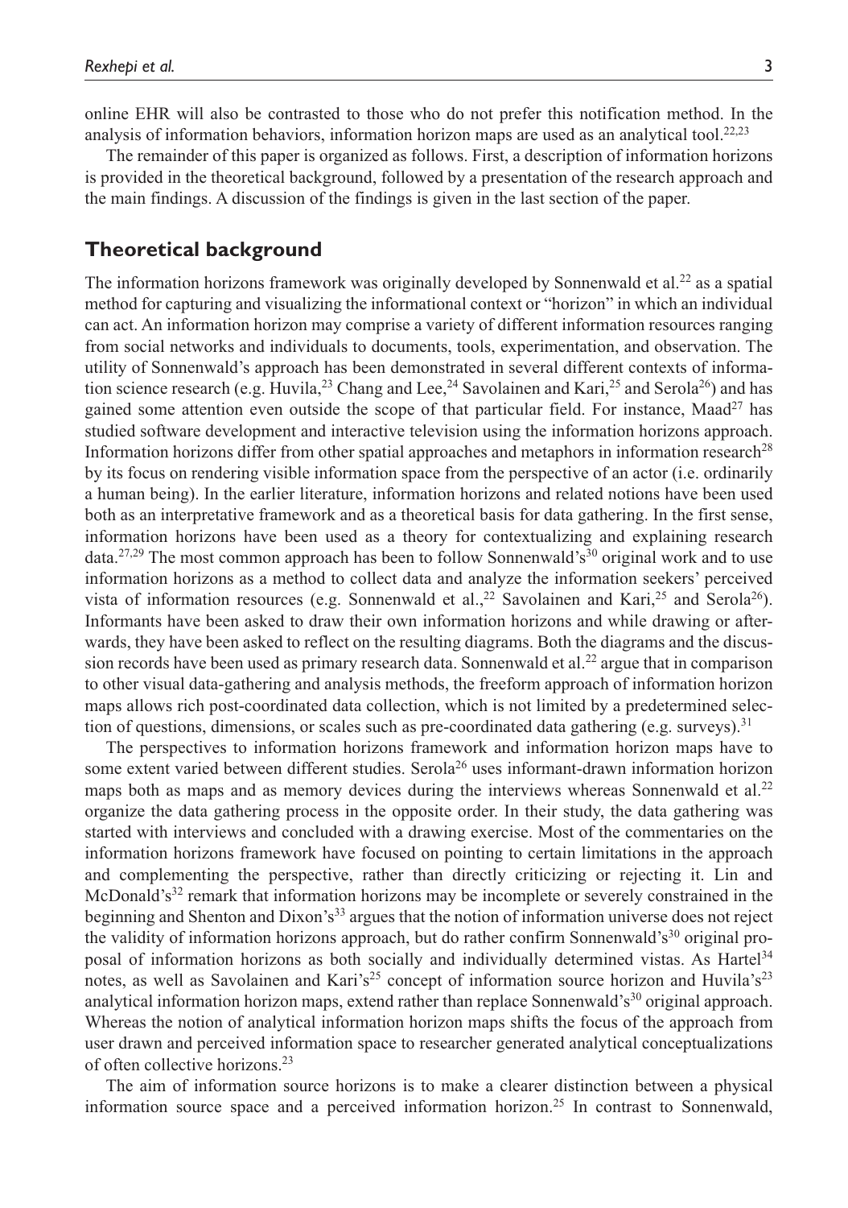online EHR will also be contrasted to those who do not prefer this notification method. In the analysis of information behaviors, information horizon maps are used as an analytical tool.[22,23]

The remainder of this paper is organized as follows. First, a description of information horizons is provided in the theoretical background, followed by a presentation of the research approach and the main findings. A discussion of the findings is given in the last section of the paper.

## Theoretical background

The information horizons framework was originally developed by Sonnenwald et al.[22] as a spatial method for capturing and visualizing the informational context or "horizon" in which an individual can act. An information horizon may comprise a variety of different information resources ranging from social networks and individuals to documents, tools, experimentation, and observation. The utility of Sonnenwald's approach has been demonstrated in several different contexts of information science research (e.g. Huvila,[23] Chang and Lee,[24] Savolainen and Kari,[25] and Serola[26]) and has gained some attention even outside the scope of that particular field. For instance, Maad[27] has studied software development and interactive television using the information horizons approach. Information horizons differ from other spatial approaches and metaphors in information research[28] by its focus on rendering visible information space from the perspective of an actor (i.e. ordinarily a human being). In the earlier literature, information horizons and related notions have been used both as an interpretative framework and as a theoretical basis for data gathering. In the first sense, information horizons have been used as a theory for contextualizing and explaining research data.[27,29] The most common approach has been to follow Sonnenwald's[30] original work and to use information horizons as a method to collect data and analyze the information seekers' perceived vista of information resources (e.g. Sonnenwald et al.,[22] Savolainen and Kari,[25] and Serola[26]). Informants have been asked to draw their own information horizons and while drawing or afterwards, they have been asked to reflect on the resulting diagrams. Both the diagrams and the discussion records have been used as primary research data. Sonnenwald et al.[22] argue that in comparison to other visual data-gathering and analysis methods, the freeform approach of information horizon maps allows rich post-coordinated data collection, which is not limited by a predetermined selection of questions, dimensions, or scales such as pre-coordinated data gathering (e.g. surveys).[31]

The perspectives to information horizons framework and information horizon maps have to some extent varied between different studies. Serola[26] uses informant-drawn information horizon maps both as maps and as memory devices during the interviews whereas Sonnenwald et al.[22] organize the data gathering process in the opposite order. In their study, the data gathering was started with interviews and concluded with a drawing exercise. Most of the commentaries on the information horizons framework have focused on pointing to certain limitations in the approach and complementing the perspective, rather than directly criticizing or rejecting it. Lin and McDonald's[32] remark that information horizons may be incomplete or severely constrained in the beginning and Shenton and Dixon's[33] argues that the notion of information universe does not reject the validity of information horizons approach, but do rather confirm Sonnenwald's[30] original proposal of information horizons as both socially and individually determined vistas. As Hartel[34] notes, as well as Savolainen and Kari's[25] concept of information source horizon and Huvila's[23] analytical information horizon maps, extend rather than replace Sonnenwald's[30] original approach. Whereas the notion of analytical information horizon maps shifts the focus of the approach from user drawn and perceived information space to researcher generated analytical conceptualizations of often collective horizons.[23]

The aim of information source horizons is to make a clearer distinction between a physical information source space and a perceived information horizon.[25] In contrast to Sonnenwald,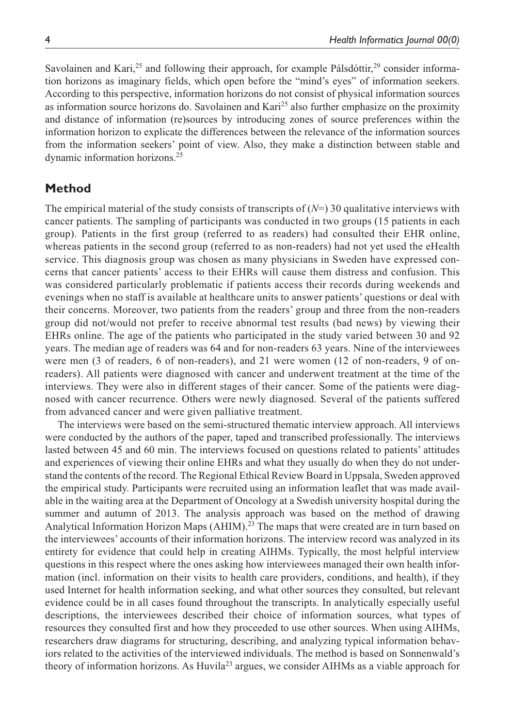Savolainen and Kari,[25] and following their approach, for example Pálsdóttir,[29] consider information horizons as imaginary fields, which open before the "mind's eyes" of information seekers. According to this perspective, information horizons do not consist of physical information sources as information source horizons do. Savolainen and Kari[25] also further emphasize on the proximity and distance of information (re)sources by introducing zones of source preferences within the information horizon to explicate the differences between the relevance of the information sources from the information seekers' point of view. Also, they make a distinction between stable and dynamic information horizons.[25]

## Method

The empirical material of the study consists of transcripts of (*N*=) 30 qualitative interviews with cancer patients. The sampling of participants was conducted in two groups (15 patients in each group). Patients in the first group (referred to as readers) had consulted their EHR online, whereas patients in the second group (referred to as non-readers) had not yet used the eHealth service. This diagnosis group was chosen as many physicians in Sweden have expressed concerns that cancer patients' access to their EHRs will cause them distress and confusion. This was considered particularly problematic if patients access their records during weekends and evenings when no staff is available at healthcare units to answer patients' questions or deal with their concerns. Moreover, two patients from the readers' group and three from the non-readers group did not/would not prefer to receive abnormal test results (bad news) by viewing their EHRs online. The age of the patients who participated in the study varied between 30 and 92 years. The median age of readers was 64 and for non-readers 63 years. Nine of the interviewees were men (3 of readers, 6 of non-readers), and 21 were women (12 of non-readers, 9 of on-readers). All patients were diagnosed with cancer and underwent treatment at the time of the interviews. They were also in different stages of their cancer. Some of the patients were diagnosed with cancer recurrence. Others were newly diagnosed. Several of the patients suffered from advanced cancer and were given palliative treatment.

The interviews were based on the semi-structured thematic interview approach. All interviews were conducted by the authors of the paper, taped and transcribed professionally. The interviews lasted between 45 and 60 min. The interviews focused on questions related to patients' attitudes and experiences of viewing their online EHRs and what they usually do when they do not understand the contents of the record. The Regional Ethical Review Board in Uppsala, Sweden approved the empirical study. Participants were recruited using an information leaflet that was made available in the waiting area at the Department of Oncology at a Swedish university hospital during the summer and autumn of 2013. The analysis approach was based on the method of drawing Analytical Information Horizon Maps (AHIM).[23] The maps that were created are in turn based on the interviewees' accounts of their information horizons. The interview record was analyzed in its entirety for evidence that could help in creating AIHMs. Typically, the most helpful interview questions in this respect where the ones asking how interviewees managed their own health information (incl. information on their visits to health care providers, conditions, and health), if they used Internet for health information seeking, and what other sources they consulted, but relevant evidence could be in all cases found throughout the transcripts. In analytically especially useful descriptions, the interviewees described their choice of information sources, what types of resources they consulted first and how they proceeded to use other sources. When using AIHMs, researchers draw diagrams for structuring, describing, and analyzing typical information behaviors related to the activities of the interviewed individuals. The method is based on Sonnenwald's theory of information horizons. As Huvila[23] argues, we consider AIHMs as a viable approach for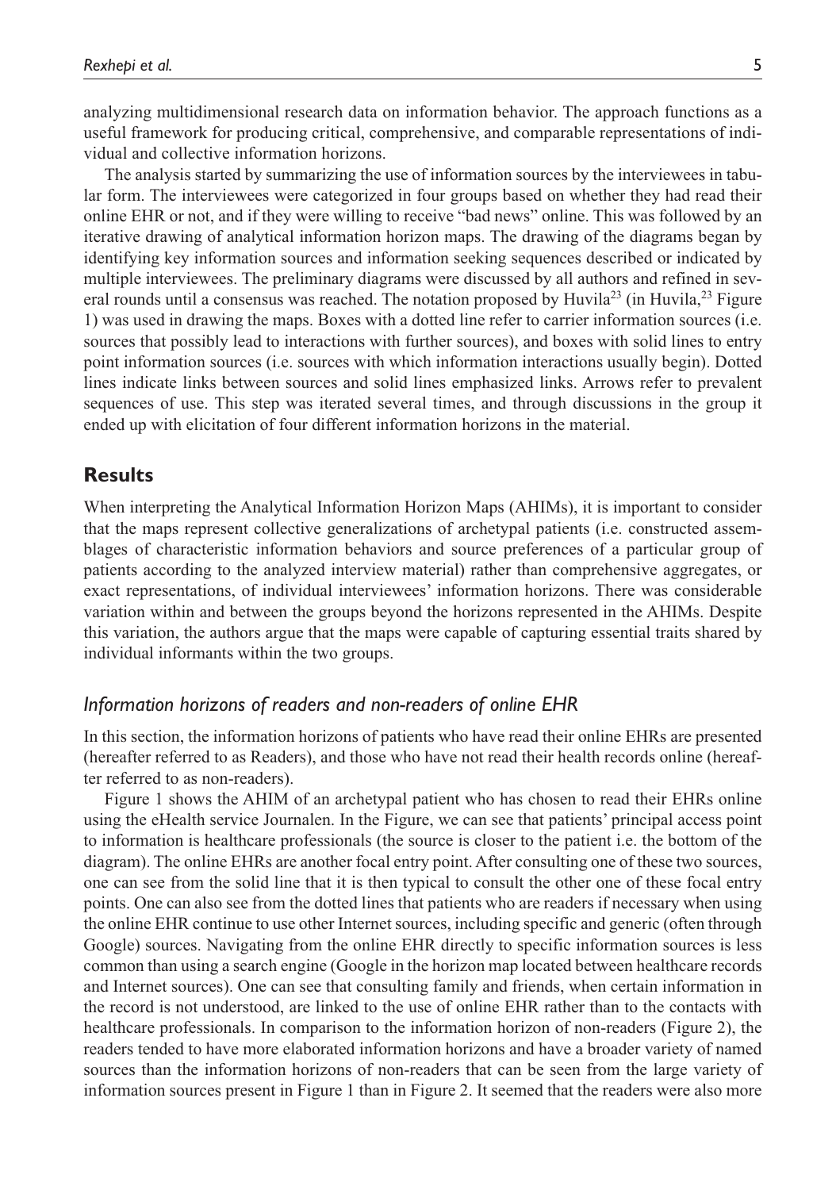analyzing multidimensional research data on information behavior. The approach functions as a useful framework for producing critical, comprehensive, and comparable representations of individual and collective information horizons.

The analysis started by summarizing the use of information sources by the interviewees in tabular form. The interviewees were categorized in four groups based on whether they had read their online EHR or not, and if they were willing to receive "bad news" online. This was followed by an iterative drawing of analytical information horizon maps. The drawing of the diagrams began by identifying key information sources and information seeking sequences described or indicated by multiple interviewees. The preliminary diagrams were discussed by all authors and refined in several rounds until a consensus was reached. The notation proposed by Huvila[23] (in Huvila,[23] Figure 1) was used in drawing the maps. Boxes with a dotted line refer to carrier information sources (i.e. sources that possibly lead to interactions with further sources), and boxes with solid lines to entry point information sources (i.e. sources with which information interactions usually begin). Dotted lines indicate links between sources and solid lines emphasized links. Arrows refer to prevalent sequences of use. This step was iterated several times, and through discussions in the group it ended up with elicitation of four different information horizons in the material.

## Results

When interpreting the Analytical Information Horizon Maps (AHIMs), it is important to consider that the maps represent collective generalizations of archetypal patients (i.e. constructed assemblages of characteristic information behaviors and source preferences of a particular group of patients according to the analyzed interview material) rather than comprehensive aggregates, or exact representations, of individual interviewees' information horizons. There was considerable variation within and between the groups beyond the horizons represented in the AHIMs. Despite this variation, the authors argue that the maps were capable of capturing essential traits shared by individual informants within the two groups.

### *Information horizons of readers and non-readers of online EHR*

In this section, the information horizons of patients who have read their online EHRs are presented (hereafter referred to as Readers), and those who have not read their health records online (hereafter referred to as non-readers).

Figure 1 shows the AHIM of an archetypal patient who has chosen to read their EHRs online using the eHealth service Journalen. In the Figure, we can see that patients' principal access point to information is healthcare professionals (the source is closer to the patient i.e. the bottom of the diagram). The online EHRs are another focal entry point. After consulting one of these two sources, one can see from the solid line that it is then typical to consult the other one of these focal entry points. One can also see from the dotted lines that patients who are readers if necessary when using the online EHR continue to use other Internet sources, including specific and generic (often through Google) sources. Navigating from the online EHR directly to specific information sources is less common than using a search engine (Google in the horizon map located between healthcare records and Internet sources). One can see that consulting family and friends, when certain information in the record is not understood, are linked to the use of online EHR rather than to the contacts with healthcare professionals. In comparison to the information horizon of non-readers (Figure 2), the readers tended to have more elaborated information horizons and have a broader variety of named sources than the information horizons of non-readers that can be seen from the large variety of information sources present in Figure 1 than in Figure 2. It seemed that the readers were also more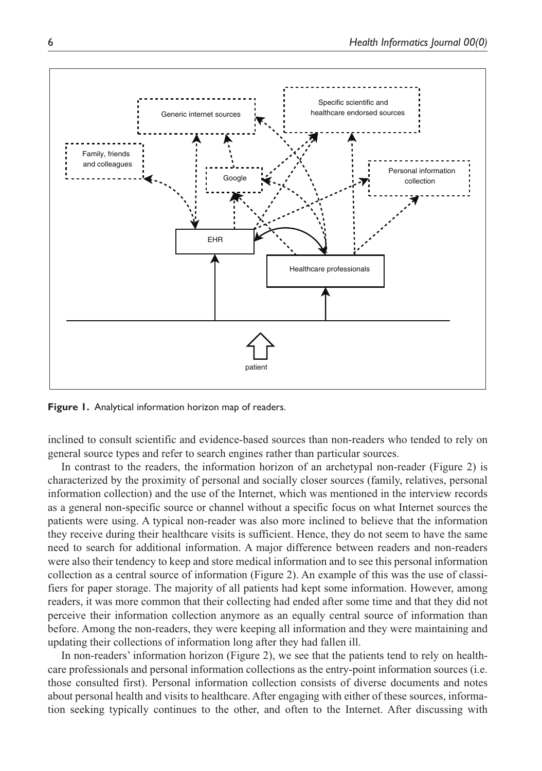**Figure 1.** Analytical information horizon map of readers.

inclined to consult scientific and evidence-based sources than non-readers who tended to rely on general source types and refer to search engines rather than particular sources.

In contrast to the readers, the information horizon of an archetypal non-reader (Figure 2) is characterized by the proximity of personal and socially closer sources (family, relatives, personal information collection) and the use of the Internet, which was mentioned in the interview records as a general non-specific source or channel without a specific focus on what Internet sources the patients were using. A typical non-reader was also more inclined to believe that the information they receive during their healthcare visits is sufficient. Hence, they do not seem to have the same need to search for additional information. A major difference between readers and non-readers were also their tendency to keep and store medical information and to see this personal information collection as a central source of information (Figure 2). An example of this was the use of classifiers for paper storage. The majority of all patients had kept some information. However, among readers, it was more common that their collecting had ended after some time and that they did not perceive their information collection anymore as an equally central source of information than before. Among the non-readers, they were keeping all information and they were maintaining and updating their collections of information long after they had fallen ill.

In non-readers' information horizon (Figure 2), we see that the patients tend to rely on healthcare professionals and personal information collections as the entry-point information sources (i.e. those consulted first). Personal information collection consists of diverse documents and notes about personal health and visits to healthcare. After engaging with either of these sources, information seeking typically continues to the other, and often to the Internet. After discussing with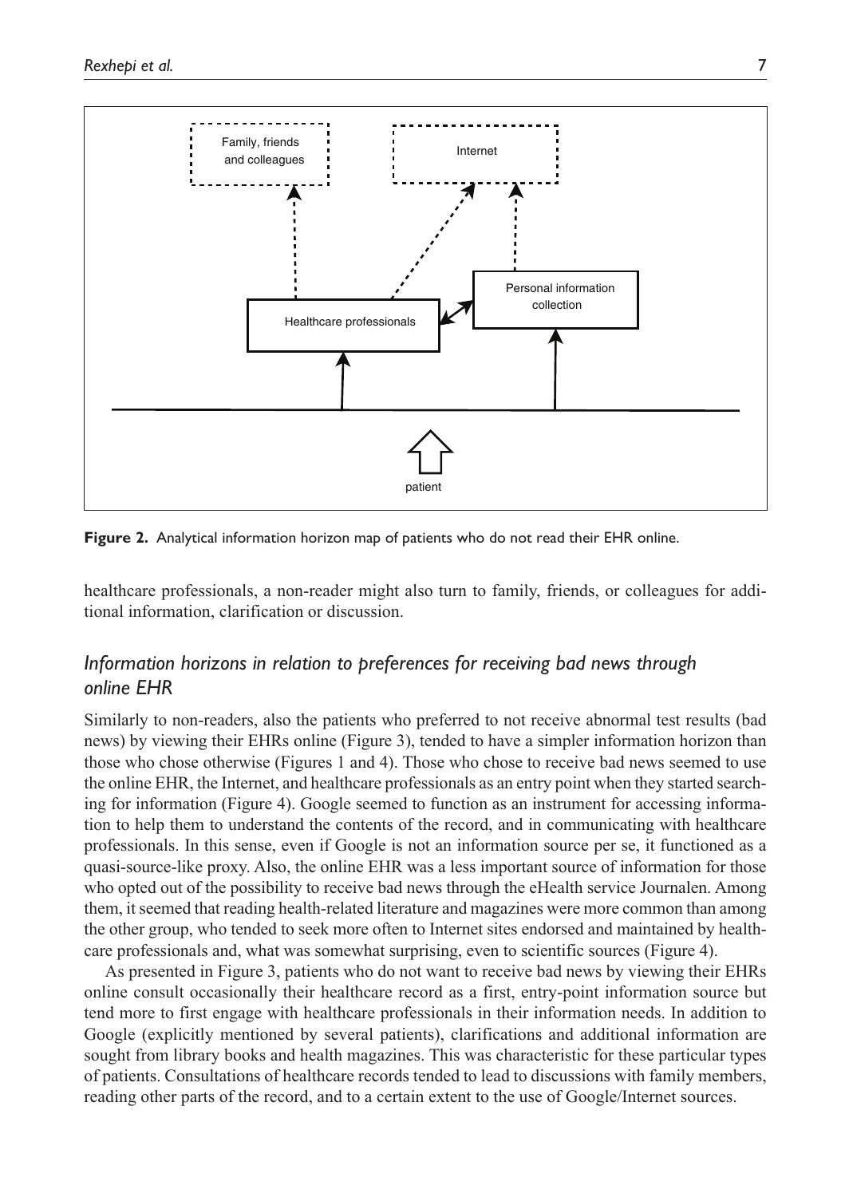**Figure 2.** Analytical information horizon map of patients who do not read their EHR online.

healthcare professionals, a non-reader might also turn to family, friends, or colleagues for additional information, clarification or discussion.

## *Information horizons in relation to preferences for receiving bad news through online EHR*

Similarly to non-readers, also the patients who preferred to not receive abnormal test results (bad news) by viewing their EHRs online (Figure 3), tended to have a simpler information horizon than those who chose otherwise (Figures 1 and 4). Those who chose to receive bad news seemed to use the online EHR, the Internet, and healthcare professionals as an entry point when they started searching for information (Figure 4). Google seemed to function as an instrument for accessing information to help them to understand the contents of the record, and in communicating with healthcare professionals. In this sense, even if Google is not an information source per se, it functioned as a quasi-source-like proxy. Also, the online EHR was a less important source of information for those who opted out of the possibility to receive bad news through the eHealth service Journalen. Among them, it seemed that reading health-related literature and magazines were more common than among the other group, who tended to seek more often to Internet sites endorsed and maintained by healthcare professionals and, what was somewhat surprising, even to scientific sources (Figure 4).

As presented in Figure 3, patients who do not want to receive bad news by viewing their EHRs online consult occasionally their healthcare record as a first, entry-point information source but tend more to first engage with healthcare professionals in their information needs. In addition to Google (explicitly mentioned by several patients), clarifications and additional information are sought from library books and health magazines. This was characteristic for these particular types of patients. Consultations of healthcare records tended to lead to discussions with family members, reading other parts of the record, and to a certain extent to the use of Google/Internet sources.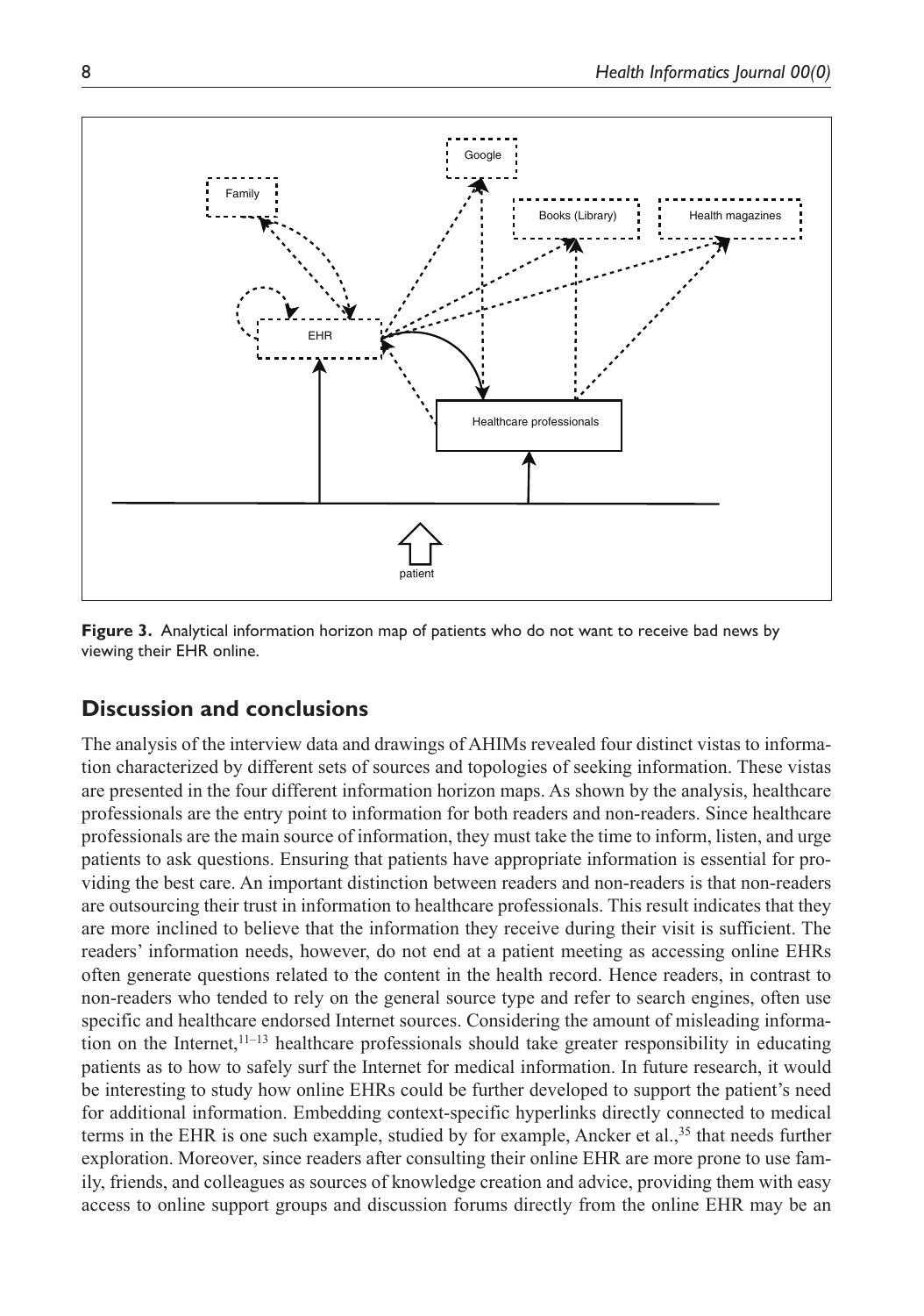**Figure 3.** Analytical information horizon map of patients who do not want to receive bad news by viewing their EHR online.

## Discussion and conclusions

The analysis of the interview data and drawings of AHIMs revealed four distinct vistas to information characterized by different sets of sources and topologies of seeking information. These vistas are presented in the four different information horizon maps. As shown by the analysis, healthcare professionals are the entry point to information for both readers and non-readers. Since healthcare professionals are the main source of information, they must take the time to inform, listen, and urge patients to ask questions. Ensuring that patients have appropriate information is essential for providing the best care. An important distinction between readers and non-readers is that non-readers are outsourcing their trust in information to healthcare professionals. This result indicates that they are more inclined to believe that the information they receive during their visit is sufficient. The readers' information needs, however, do not end at a patient meeting as accessing online EHRs often generate questions related to the content in the health record. Hence readers, in contrast to non-readers who tended to rely on the general source type and refer to search engines, often use specific and healthcare endorsed Internet sources. Considering the amount of misleading information on the Internet,[11–13] healthcare professionals should take greater responsibility in educating patients as to how to safely surf the Internet for medical information. In future research, it would be interesting to study how online EHRs could be further developed to support the patient's need for additional information. Embedding context-specific hyperlinks directly connected to medical terms in the EHR is one such example, studied by for example, Ancker et al.,[35] that needs further exploration. Moreover, since readers after consulting their online EHR are more prone to use family, friends, and colleagues as sources of knowledge creation and advice, providing them with easy access to online support groups and discussion forums directly from the online EHR may be an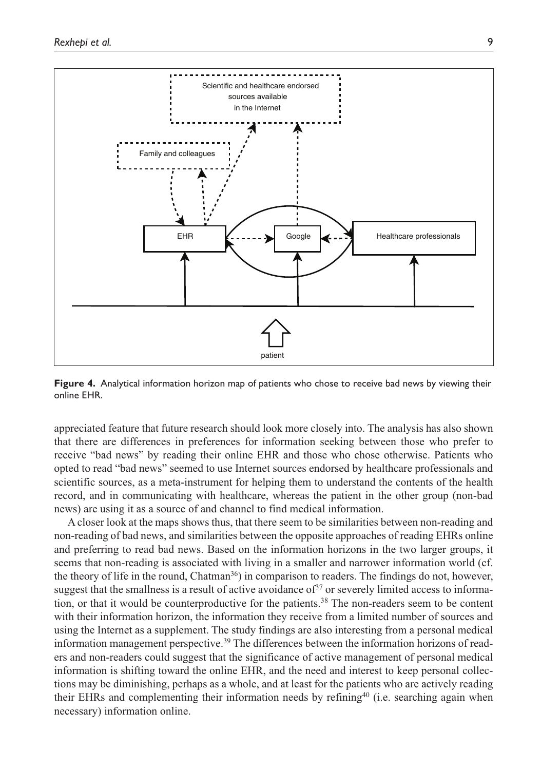**Figure 4.** Analytical information horizon map of patients who chose to receive bad news by viewing their online EHR.

appreciated feature that future research should look more closely into. The analysis has also shown that there are differences in preferences for information seeking between those who prefer to receive "bad news" by reading their online EHR and those who chose otherwise. Patients who opted to read "bad news" seemed to use Internet sources endorsed by healthcare professionals and scientific sources, as a meta-instrument for helping them to understand the contents of the health record, and in communicating with healthcare, whereas the patient in the other group (non-bad news) are using it as a source of and channel to find medical information.

A closer look at the maps shows thus, that there seem to be similarities between non-reading and non-reading of bad news, and similarities between the opposite approaches of reading EHRs online and preferring to read bad news. Based on the information horizons in the two larger groups, it seems that non-reading is associated with living in a smaller and narrower information world (cf. the theory of life in the round, Chatman[36]) in comparison to readers. The findings do not, however, suggest that the smallness is a result of active avoidance of[37] or severely limited access to information, or that it would be counterproductive for the patients.[38] The non-readers seem to be content with their information horizon, the information they receive from a limited number of sources and using the Internet as a supplement. The study findings are also interesting from a personal medical information management perspective.[39] The differences between the information horizons of readers and non-readers could suggest that the significance of active management of personal medical information is shifting toward the online EHR, and the need and interest to keep personal collections may be diminishing, perhaps as a whole, and at least for the patients who are actively reading their EHRs and complementing their information needs by refining[40] (i.e. searching again when necessary) information online.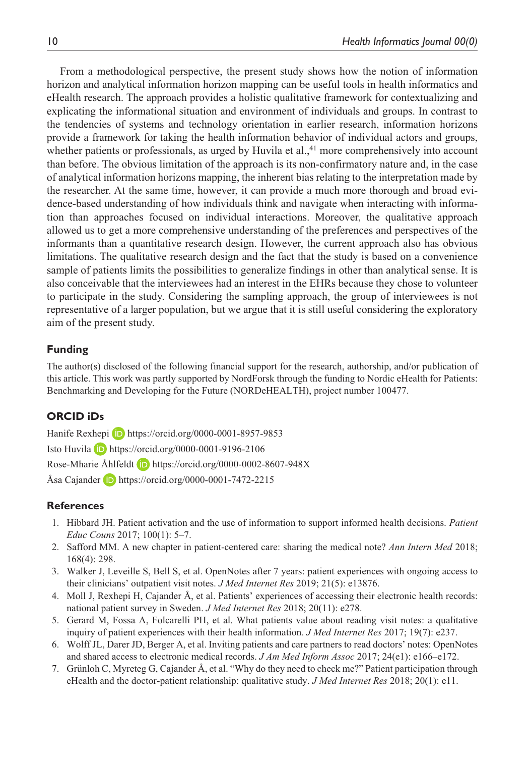From a methodological perspective, the present study shows how the notion of information horizon and analytical information horizon mapping can be useful tools in health informatics and eHealth research. The approach provides a holistic qualitative framework for contextualizing and explicating the informational situation and environment of individuals and groups. In contrast to the tendencies of systems and technology orientation in earlier research, information horizons provide a framework for taking the health information behavior of individual actors and groups, whether patients or professionals, as urged by Huvila et al.,[41] more comprehensively into account than before. The obvious limitation of the approach is its non-confirmatory nature and, in the case of analytical information horizons mapping, the inherent bias relating to the interpretation made by the researcher. At the same time, however, it can provide a much more thorough and broad evidence-based understanding of how individuals think and navigate when interacting with information than approaches focused on individual interactions. Moreover, the qualitative approach allowed us to get a more comprehensive understanding of the preferences and perspectives of the informants than a quantitative research design. However, the current approach also has obvious limitations. The qualitative research design and the fact that the study is based on a convenience sample of patients limits the possibilities to generalize findings in other than analytical sense. It is also conceivable that the interviewees had an interest in the EHRs because they chose to volunteer to participate in the study. Considering the sampling approach, the group of interviewees is not representative of a larger population, but we argue that it is still useful considering the exploratory aim of the present study.

## Funding

The author(s) disclosed of the following financial support for the research, authorship, and/or publication of this article. This work was partly supported by NordForsk through the funding to Nordic eHealth for Patients: Benchmarking and Developing for the Future (NORDeHEALTH), project number 100477.

## ORCID iDs

Hanife Rexhepi https://orcid.org/0000-0001-8957-9853

Isto Huvila https://orcid.org/0000-0001-9196-2106

Rose-Mharie Åhlfeldt https://orcid.org/0000-0002-8607-948X

Åsa Cajander https://orcid.org/0000-0001-7472-2215

## References

1. Hibbard JH. Patient activation and the use of information to support informed health decisions. *Patient Educ Couns* 2017; 100(1): 5–7.
2. Safford MM. A new chapter in patient-centered care: sharing the medical note? *Ann Intern Med* 2018; 168(4): 298.
3. Walker J, Leveille S, Bell S, et al. OpenNotes after 7 years: patient experiences with ongoing access to their clinicians' outpatient visit notes. *J Med Internet Res* 2019; 21(5): e13876.
4. Moll J, Rexhepi H, Cajander Å, et al. Patients' experiences of accessing their electronic health records: national patient survey in Sweden. *J Med Internet Res* 2018; 20(11): e278.
5. Gerard M, Fossa A, Folcarelli PH, et al. What patients value about reading visit notes: a qualitative inquiry of patient experiences with their health information. *J Med Internet Res* 2017; 19(7): e237.
6. Wolff JL, Darer JD, Berger A, et al. Inviting patients and care partners to read doctors' notes: OpenNotes and shared access to electronic medical records. *J Am Med Inform Assoc* 2017; 24(e1): e166–e172.
7. Grünloh C, Myreteg G, Cajander Å, et al. "Why do they need to check me?" Patient participation through eHealth and the doctor-patient relationship: qualitative study. *J Med Internet Res* 2018; 20(1): e11.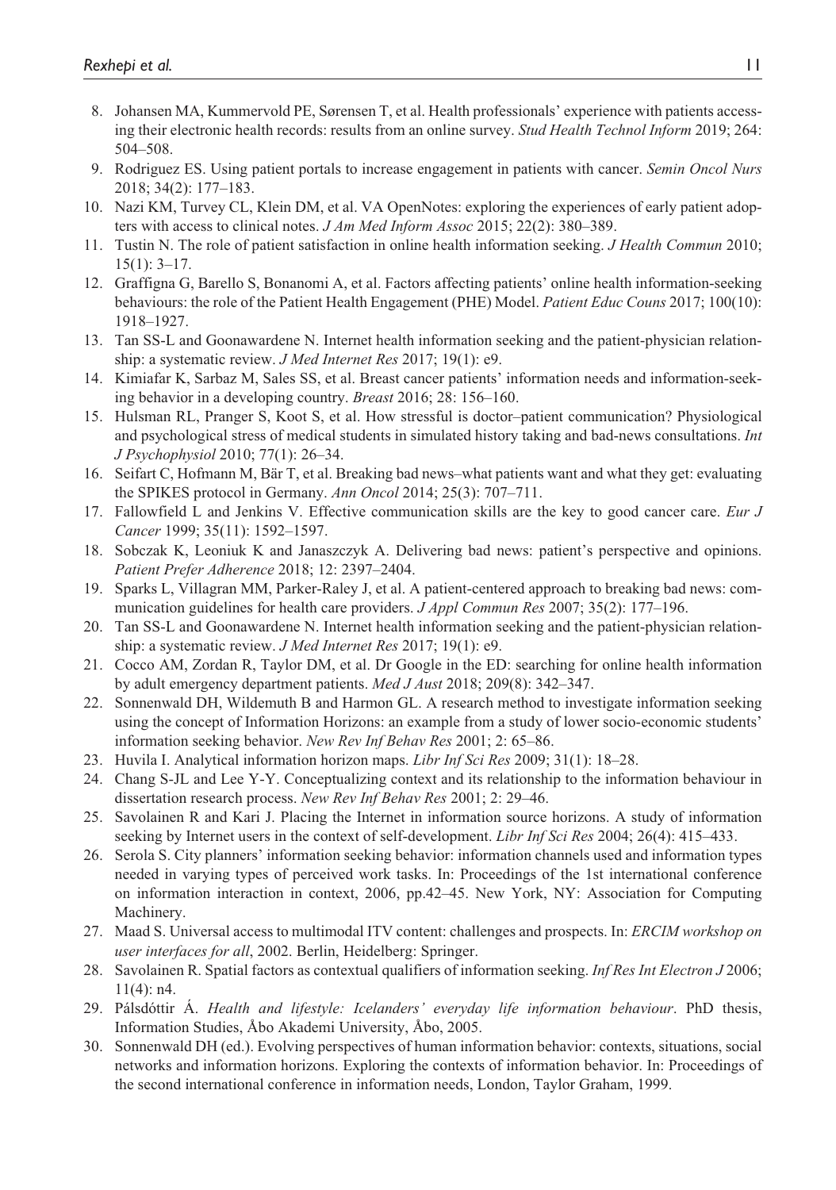8. Johansen MA, Kummervold PE, Sørensen T, et al. Health professionals' experience with patients accessing their electronic health records: results from an online survey. *Stud Health Technol Inform* 2019; 264: 504–508.
9. Rodriguez ES. Using patient portals to increase engagement in patients with cancer. *Semin Oncol Nurs* 2018; 34(2): 177–183.
10. Nazi KM, Turvey CL, Klein DM, et al. VA OpenNotes: exploring the experiences of early patient adopters with access to clinical notes. *J Am Med Inform Assoc* 2015; 22(2): 380–389.
11. Tustin N. The role of patient satisfaction in online health information seeking. *J Health Commun* 2010; 15(1): 3–17.
12. Graffigna G, Barello S, Bonanomi A, et al. Factors affecting patients' online health information-seeking behaviours: the role of the Patient Health Engagement (PHE) Model. *Patient Educ Couns* 2017; 100(10): 1918–1927.
13. Tan SS-L and Goonawardene N. Internet health information seeking and the patient-physician relationship: a systematic review. *J Med Internet Res* 2017; 19(1): e9.
14. Kimiafar K, Sarbaz M, Sales SS, et al. Breast cancer patients' information needs and information-seeking behavior in a developing country. *Breast* 2016; 28: 156–160.
15. Hulsman RL, Pranger S, Koot S, et al. How stressful is doctor–patient communication? Physiological and psychological stress of medical students in simulated history taking and bad-news consultations. *Int J Psychophysiol* 2010; 77(1): 26–34.
16. Seifart C, Hofmann M, Bär T, et al. Breaking bad news–what patients want and what they get: evaluating the SPIKES protocol in Germany. *Ann Oncol* 2014; 25(3): 707–711.
17. Fallowfield L and Jenkins V. Effective communication skills are the key to good cancer care. *Eur J Cancer* 1999; 35(11): 1592–1597.
18. Sobczak K, Leoniuk K and Janaszczyk A. Delivering bad news: patient's perspective and opinions. *Patient Prefer Adherence* 2018; 12: 2397–2404.
19. Sparks L, Villagran MM, Parker-Raley J, et al. A patient-centered approach to breaking bad news: communication guidelines for health care providers. *J Appl Commun Res* 2007; 35(2): 177–196.
20. Tan SS-L and Goonawardene N. Internet health information seeking and the patient-physician relationship: a systematic review. *J Med Internet Res* 2017; 19(1): e9.
21. Cocco AM, Zordan R, Taylor DM, et al. Dr Google in the ED: searching for online health information by adult emergency department patients. *Med J Aust* 2018; 209(8): 342–347.
22. Sonnenwald DH, Wildemuth B and Harmon GL. A research method to investigate information seeking using the concept of Information Horizons: an example from a study of lower socio-economic students' information seeking behavior. *New Rev Inf Behav Res* 2001; 2: 65–86.
23. Huvila I. Analytical information horizon maps. *Libr Inf Sci Res* 2009; 31(1): 18–28.
24. Chang S-JL and Lee Y-Y. Conceptualizing context and its relationship to the information behaviour in dissertation research process. *New Rev Inf Behav Res* 2001; 2: 29–46.
25. Savolainen R and Kari J. Placing the Internet in information source horizons. A study of information seeking by Internet users in the context of self-development. *Libr Inf Sci Res* 2004; 26(4): 415–433.
26. Serola S. City planners' information seeking behavior: information channels used and information types needed in varying types of perceived work tasks. In: Proceedings of the 1st international conference on information interaction in context, 2006, pp.42–45. New York, NY: Association for Computing Machinery.
27. Maad S. Universal access to multimodal ITV content: challenges and prospects. In: *ERCIM workshop on user interfaces for all*, 2002. Berlin, Heidelberg: Springer.
28. Savolainen R. Spatial factors as contextual qualifiers of information seeking. *Inf Res Int Electron J* 2006; 11(4): n4.
29. Pálsdóttir Á. *Health and lifestyle: Icelanders' everyday life information behaviour*. PhD thesis, Information Studies, Åbo Akademi University, Åbo, 2005.
30. Sonnenwald DH (ed.). Evolving perspectives of human information behavior: contexts, situations, social networks and information horizons. Exploring the contexts of information behavior. In: Proceedings of the second international conference in information needs, London, Taylor Graham, 1999.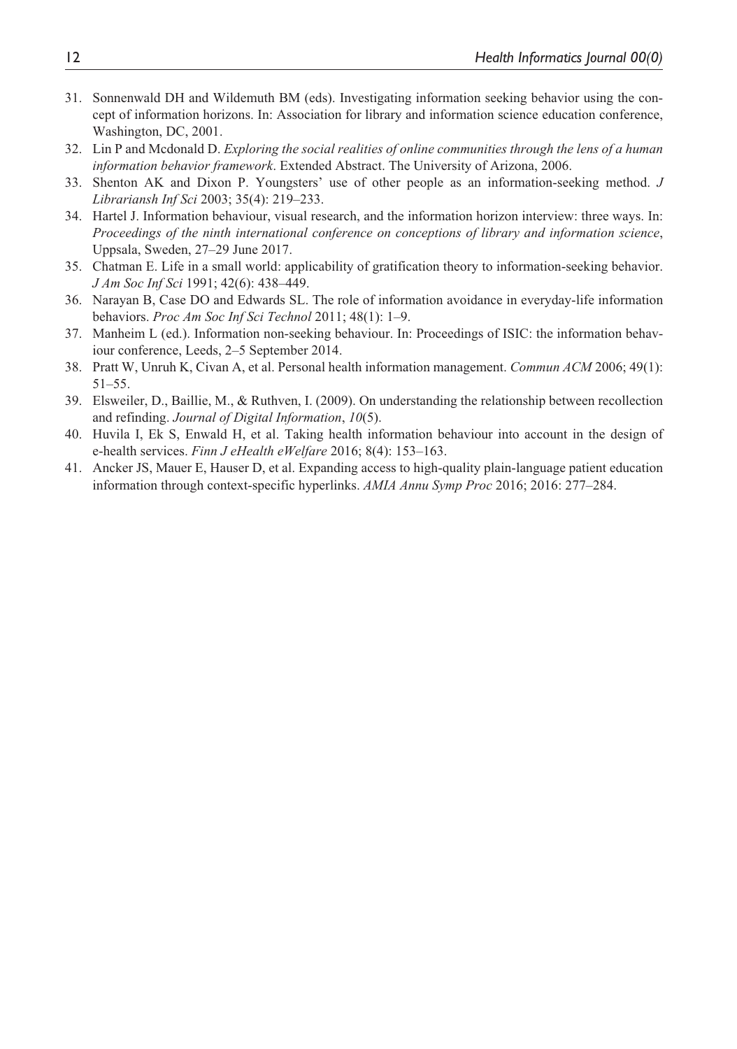31. Sonnenwald DH and Wildemuth BM (eds). Investigating information seeking behavior using the concept of information horizons. In: Association for library and information science education conference, Washington, DC, 2001.
32. Lin P and Mcdonald D. *Exploring the social realities of online communities through the lens of a human information behavior framework*. Extended Abstract. The University of Arizona, 2006.
33. Shenton AK and Dixon P. Youngsters' use of other people as an information-seeking method. *J Librariansh Inf Sci* 2003; 35(4): 219–233.
34. Hartel J. Information behaviour, visual research, and the information horizon interview: three ways. In: *Proceedings of the ninth international conference on conceptions of library and information science*, Uppsala, Sweden, 27–29 June 2017.
35. Chatman E. Life in a small world: applicability of gratification theory to information-seeking behavior. *J Am Soc Inf Sci* 1991; 42(6): 438–449.
36. Narayan B, Case DO and Edwards SL. The role of information avoidance in everyday-life information behaviors. *Proc Am Soc Inf Sci Technol* 2011; 48(1): 1–9.
37. Manheim L (ed.). Information non-seeking behaviour. In: Proceedings of ISIC: the information behaviour conference, Leeds, 2–5 September 2014.
38. Pratt W, Unruh K, Civan A, et al. Personal health information management. *Commun ACM* 2006; 49(1): 51–55.
39. Elsweiler, D., Baillie, M., & Ruthven, I. (2009). On understanding the relationship between recollection and refinding. *Journal of Digital Information*, *10*(5).
40. Huvila I, Ek S, Enwald H, et al. Taking health information behaviour into account in the design of e-health services. *Finn J eHealth eWelfare* 2016; 8(4): 153–163.
41. Ancker JS, Mauer E, Hauser D, et al. Expanding access to high-quality plain-language patient education information through context-specific hyperlinks. *AMIA Annu Symp Proc* 2016; 2016: 277–284.